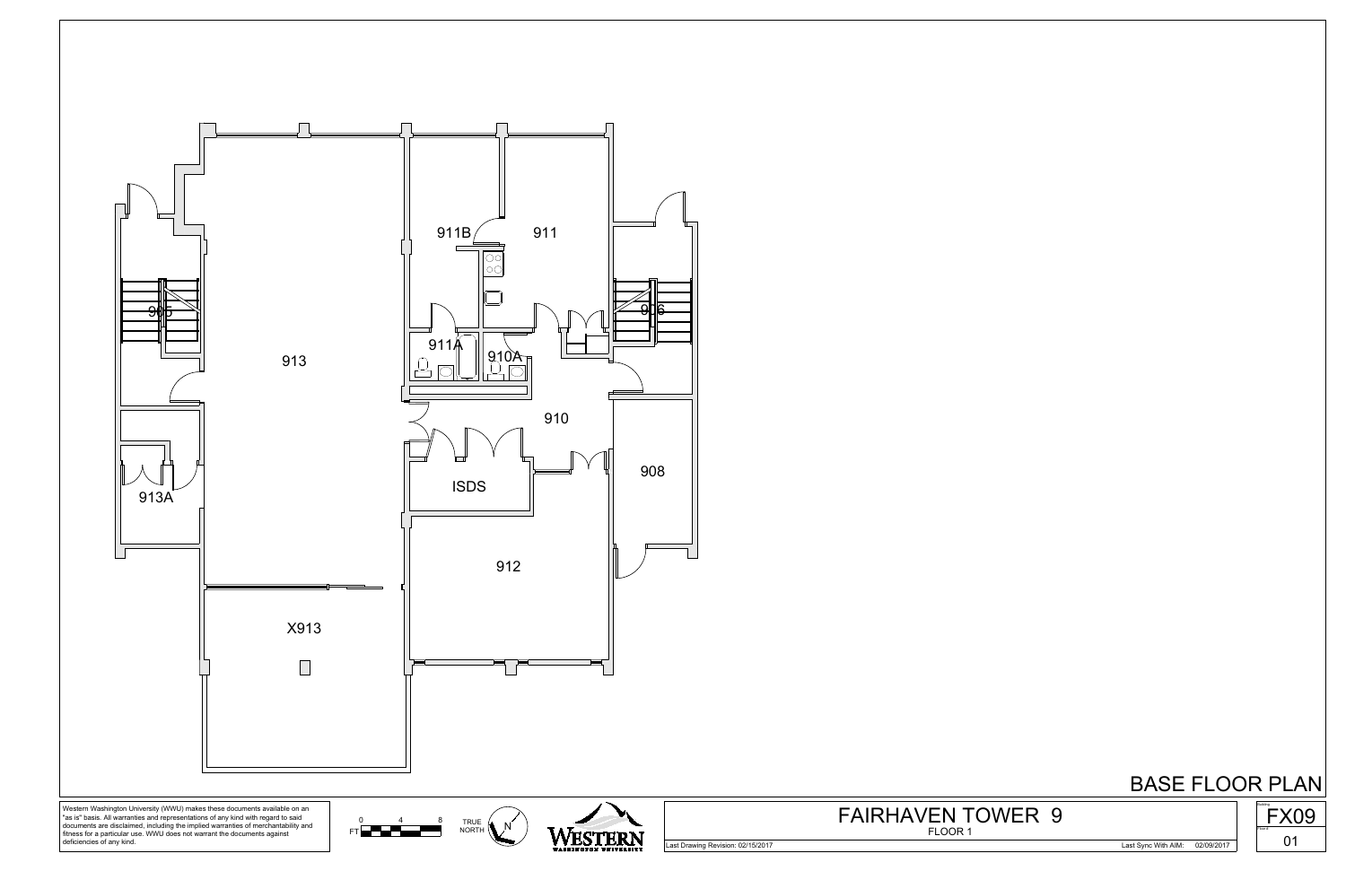905

906

913

911B

911

911A

910A

910

908

ISDS

913A

912

X913

# BASE FLOOR PLAN

Western Washington University (WWU) makes these documents available on an "as is" basis. All warranties and representations of any kind with regard to said documents are disclaimed, including the implied warranties of merchantability and fitness for a particular use. WWU does not warrant the documents against deficiencies of any kind.

FT 0 4 8

TRUE NORTH

N

WESTERN WASHINGTON UNIVERSITY

## FAIRHAVEN TOWER 9

FLOOR 1

Last Drawing Revision: 02/15/2017

Last Sync With AIM: 02/09/2017

Building: FX09

Floor #: 01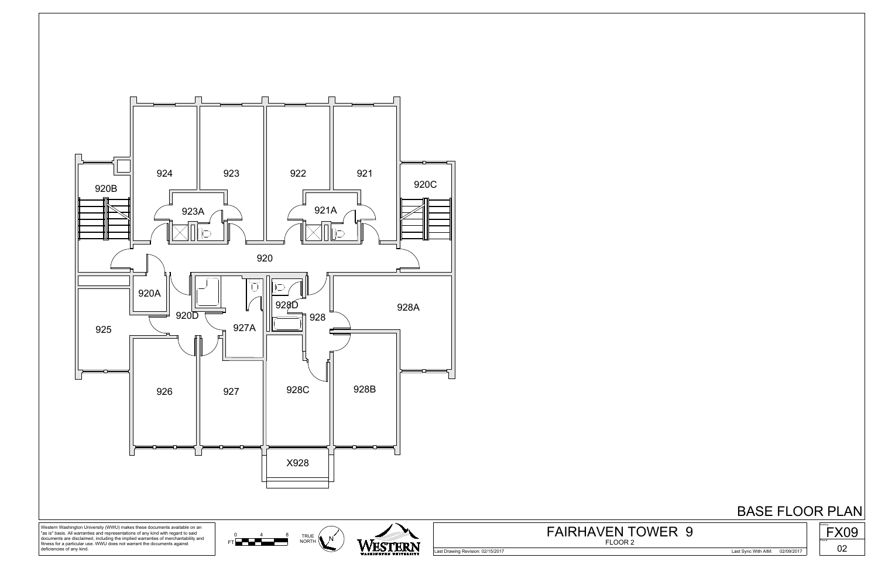924

923

922

921

920B

923A

921A

920C

920

920A

928D

928

928A

920D

927A

925

926

927

928C

928B

X928

# BASE FLOOR PLAN

Western Washington University (WWU) makes these documents available on an "as is" basis. All warranties and representations of any kind with regard to said documents are disclaimed, including the implied warranties of merchantability and fitness for a particular use. WWU does not warrant the documents against deficiencies of any kind.

FT 0 4 8

TRUE NORTH

N

WESTERN WASHINGTON UNIVERSITY

## FAIRHAVEN TOWER 9

FLOOR 2

Last Drawing Revision: 02/15/2017

Last Sync With AIM: 02/09/2017

Building: FX09

Floor #: 02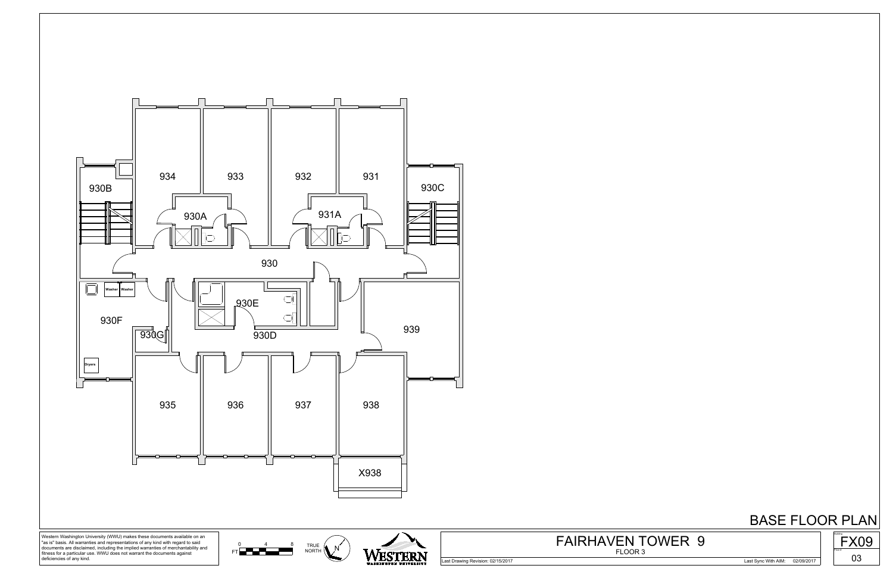# BASE FLOOR PLAN

934

933

932

931

930B

930A

931A

930C

930

Washer Washer

930E

930F

930G

930D

939

Dryers

935

936

937

938

X938

Western Washington University (WWU) makes these documents available on an "as is" basis. All warranties and representations of any kind with regard to said documents are disclaimed, including the implied warranties of merchantability and fitness for a particular use. WWU does not warrant the documents against deficiencies of any kind.

FT 0 4 8

TRUE NORTH N

WESTERN WASHINGTON UNIVERSITY

## FAIRHAVEN TOWER 9

FLOOR 3

Last Drawing Revision: 02/15/2017

Last Sync With AIM: 02/09/2017

FX09

03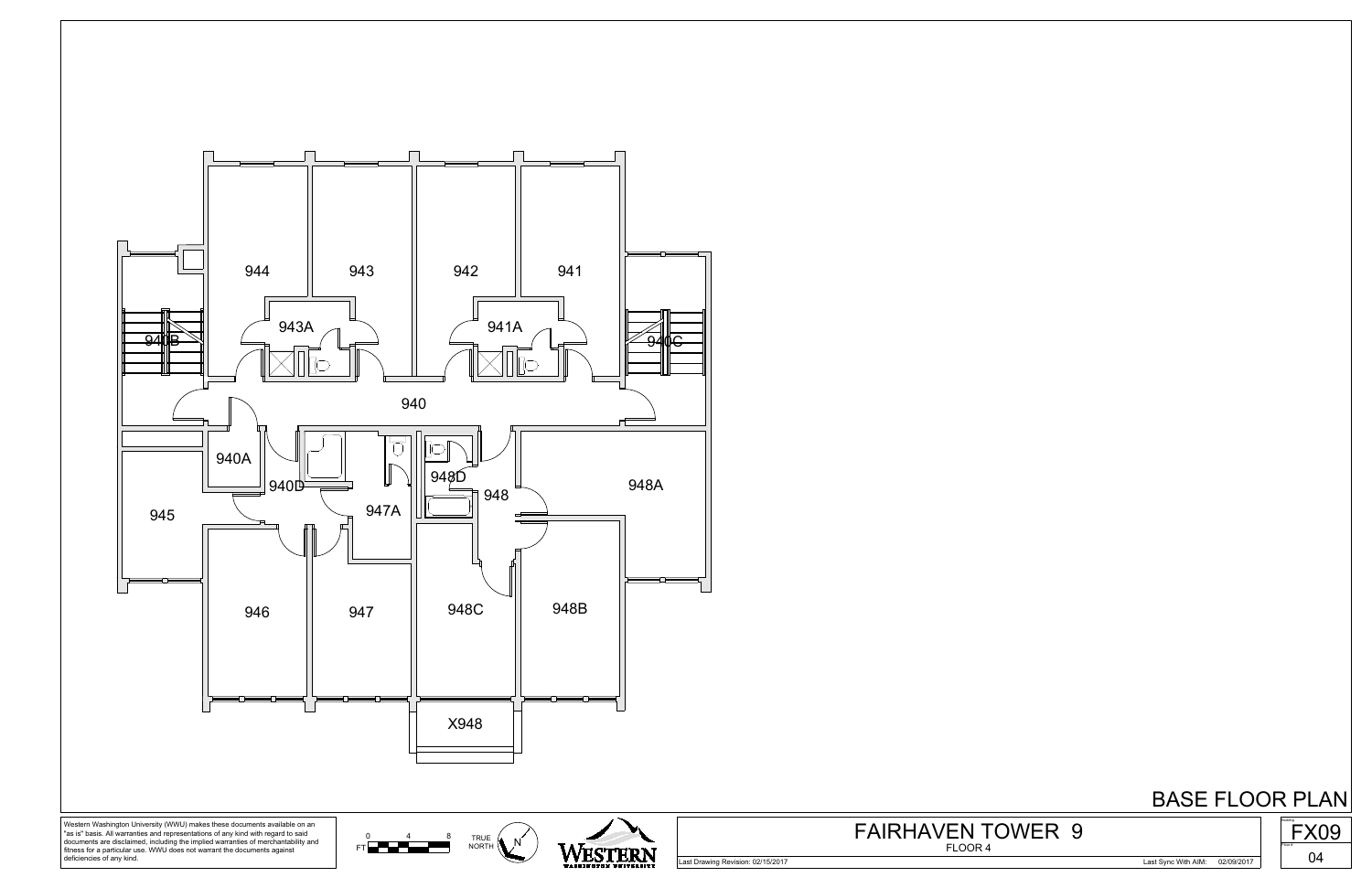944

943

942

941

943A

941A

940B

940C

940

940A

940D

947A

948D

948

948A

945

946

947

948C

948B

X948

# BASE FLOOR PLAN

Western Washington University (WWU) makes these documents available on an "as is" basis. All warranties and representations of any kind with regard to said documents are disclaimed, including the implied warranties of merchantability and fitness for a particular use. WWU does not warrant the documents against deficiencies of any kind.

FT 0 4 8

TRUE NORTH

N

WESTERN WASHINGTON UNIVERSITY

## FAIRHAVEN TOWER 9

FLOOR 4

Last Drawing Revision: 02/15/2017

Last Sync With AIM: 02/09/2017

FX09

04